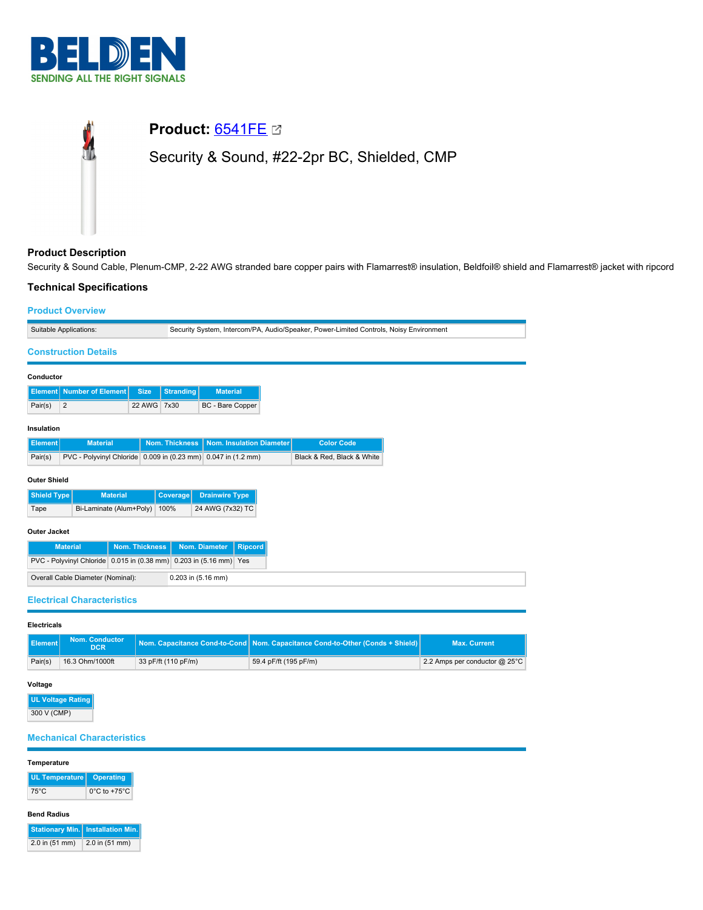# Product: 6541FE

Security & Sound, #22-2pr BC, Shielded, CMP

## Product Description

Security & Sound Cable, Plenum-CMP, 2-22 AWG stranded bare copper pairs with Flamarrest® insulation, Beldfoil® shield and Flamarrest® jacket with ripcord

## Technical Specifications

### Product Overview

| | |
|---|---|
| Suitable Applications: | Security System, Intercom/PA, Audio/Speaker, Power-Limited Controls, Noisy Environment |

### Construction Details

**Conductor**

| Element | Number of Element | Size | Stranding | Material |
|---|---|---|---|---|
| Pair(s) | 2 | 22 AWG | 7x30 | BC - Bare Copper |

**Insulation**

| Element | Material | Nom. Thickness | Nom. Insulation Diameter | Color Code |
|---|---|---|---|---|
| Pair(s) | PVC - Polyvinyl Chloride | 0.009 in (0.23 mm) | 0.047 in (1.2 mm) | Black & Red, Black & White |

**Outer Shield**

| Shield Type | Material | Coverage | Drainwire Type |
|---|---|---|---|
| Tape | Bi-Laminate (Alum+Poly) | 100% | 24 AWG (7x32) TC |

**Outer Jacket**

| Material | Nom. Thickness | Nom. Diameter | Ripcord |
|---|---|---|---|
| PVC - Polyvinyl Chloride | 0.015 in (0.38 mm) | 0.203 in (5.16 mm) | Yes |

| | |
|---|---|
| Overall Cable Diameter (Nominal): | 0.203 in (5.16 mm) |

### Electrical Characteristics

**Electricals**

| Element | Nom. Conductor DCR | Nom. Capacitance Cond-to-Cond | Nom. Capacitance Cond-to-Other (Conds + Shield) | Max. Current |
|---|---|---|---|---|
| Pair(s) | 16.3 Ohm/1000ft | 33 pF/ft (110 pF/m) | 59.4 pF/ft (195 pF/m) | 2.2 Amps per conductor @ 25°C |

**Voltage**

| UL Voltage Rating |
|---|
| 300 V (CMP) |

### Mechanical Characteristics

**Temperature**

| UL Temperature | Operating |
|---|---|
| 75°C | 0°C to +75°C |

**Bend Radius**

| Stationary Min. | Installation Min. |
|---|---|
| 2.0 in (51 mm) | 2.0 in (51 mm) |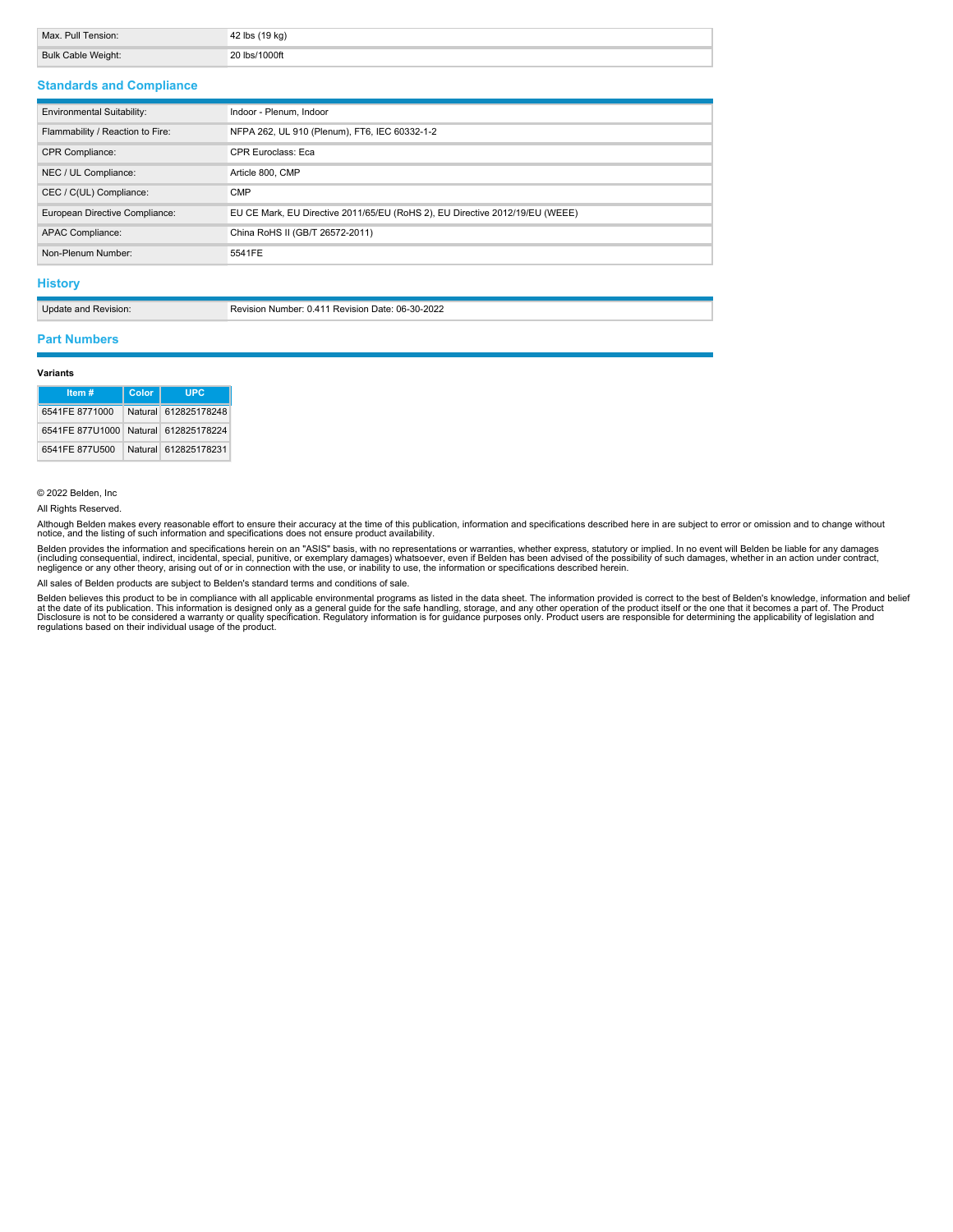| | |
|---|---|
| Max. Pull Tension: | 42 lbs (19 kg) |
| Bulk Cable Weight: | 20 lbs/1000ft |

## Standards and Compliance

| | |
|---|---|
| Environmental Suitability: | Indoor - Plenum, Indoor |
| Flammability / Reaction to Fire: | NFPA 262, UL 910 (Plenum), FT6, IEC 60332-1-2 |
| CPR Compliance: | CPR Euroclass: Eca |
| NEC / UL Compliance: | Article 800, CMP |
| CEC / C(UL) Compliance: | CMP |
| European Directive Compliance: | EU CE Mark, EU Directive 2011/65/EU (RoHS 2), EU Directive 2012/19/EU (WEEE) |
| APAC Compliance: | China RoHS II (GB/T 26572-2011) |
| Non-Plenum Number: | 5541FE |

## History

| | |
|---|---|
| Update and Revision: | Revision Number: 0.411 Revision Date: 06-30-2022 |

## Part Numbers

**Variants**

| Item # | Color | UPC |
|---|---|---|
| 6541FE 8771000 | Natural | 612825178248 |
| 6541FE 877U1000 | Natural | 612825178224 |
| 6541FE 877U500 | Natural | 612825178231 |

© 2022 Belden, Inc

All Rights Reserved.

Although Belden makes every reasonable effort to ensure their accuracy at the time of this publication, information and specifications described here in are subject to error or omission and to change without notice, and the listing of such information and specifications does not ensure product availability.

Belden provides the information and specifications herein on an "ASIS" basis, with no representations or warranties, whether express, statutory or implied. In no event will Belden be liable for any damages (including consequential, indirect, incidental, special, punitive, or exemplary damages) whatsoever, even if Belden has been advised of the possibility of such damages, whether in an action under contract, negligence or any other theory, arising out of or in connection with the use, or inability to use, the information or specifications described herein.

All sales of Belden products are subject to Belden's standard terms and conditions of sale.

Belden believes this product to be in compliance with all applicable environmental programs as listed in the data sheet. The information provided is correct to the best of Belden's knowledge, information and belief at the date of its publication. This information is designed only as a general guide for the safe handling, storage, and any other operation of the product itself or the one that it becomes a part of. The Product Disclosure is not to be considered a warranty or quality specification. Regulatory information is for guidance purposes only. Product users are responsible for determining the applicability of legislation and regulations based on their individual usage of the product.